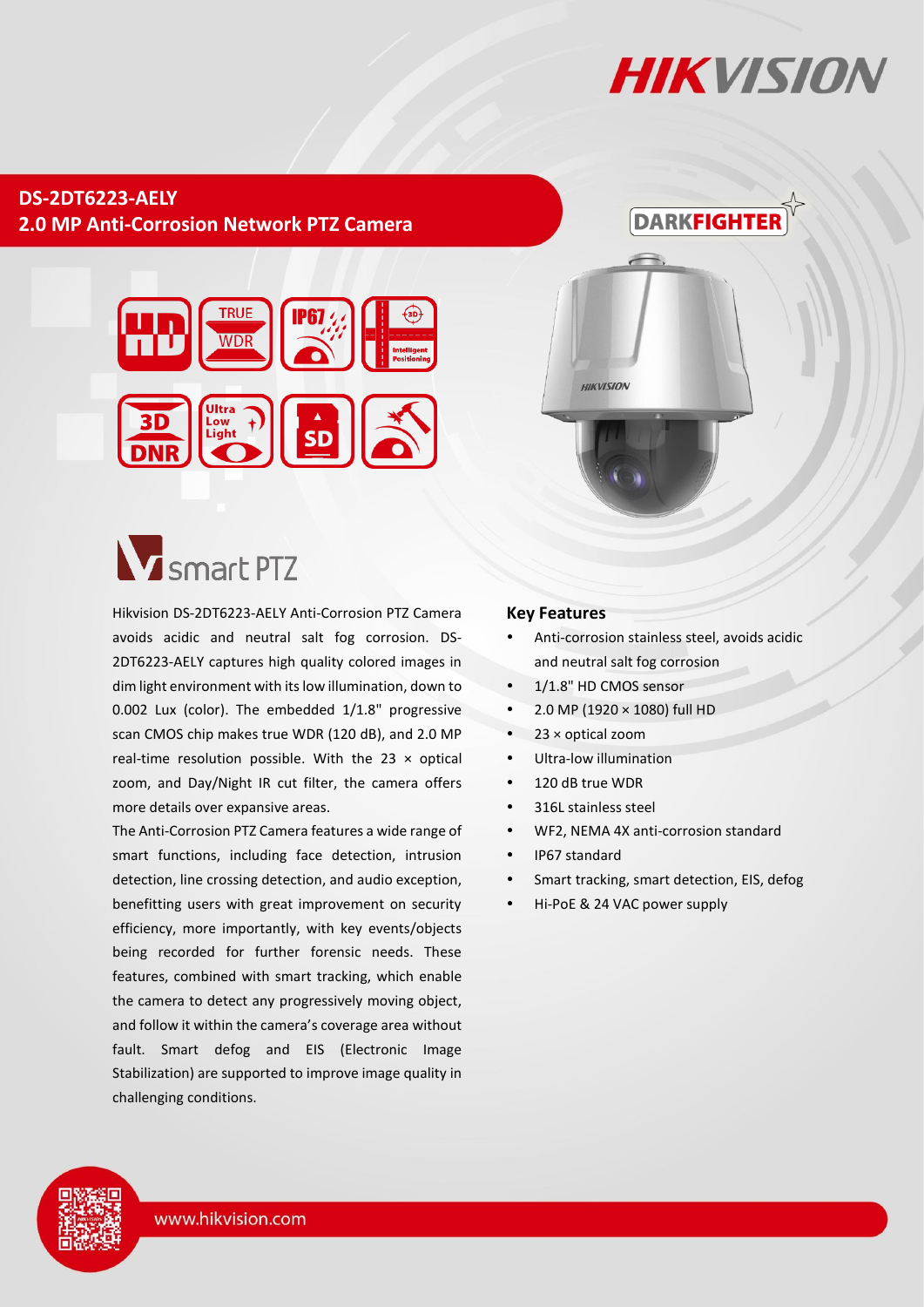# DS-2DT6223-AELY

## 2.0 MP Anti-Corrosion Network PTZ Camera

smart PTZ

Hikvision DS-2DT6223-AELY Anti-Corrosion PTZ Camera avoids acidic and neutral salt fog corrosion. DS-2DT6223-AELY captures high quality colored images in dim light environment with its low illumination, down to 0.002 Lux (color). The embedded 1/1.8" progressive scan CMOS chip makes true WDR (120 dB), and 2.0 MP real-time resolution possible. With the 23 × optical zoom, and Day/Night IR cut filter, the camera offers more details over expansive areas.

The Anti-Corrosion PTZ Camera features a wide range of smart functions, including face detection, intrusion detection, line crossing detection, and audio exception, benefitting users with great improvement on security efficiency, more importantly, with key events/objects being recorded for further forensic needs. These features, combined with smart tracking, which enable the camera to detect any progressively moving object, and follow it within the camera's coverage area without fault. Smart defog and EIS (Electronic Image Stabilization) are supported to improve image quality in challenging conditions.

### Key Features

- Anti-corrosion stainless steel, avoids acidic and neutral salt fog corrosion
- 1/1.8" HD CMOS sensor
- 2.0 MP (1920 × 1080) full HD
- 23 × optical zoom
- Ultra-low illumination
- 120 dB true WDR
- 316L stainless steel
- WF2, NEMA 4X anti-corrosion standard
- IP67 standard
- Smart tracking, smart detection, EIS, defog
- Hi-PoE & 24 VAC power supply

www.hikvision.com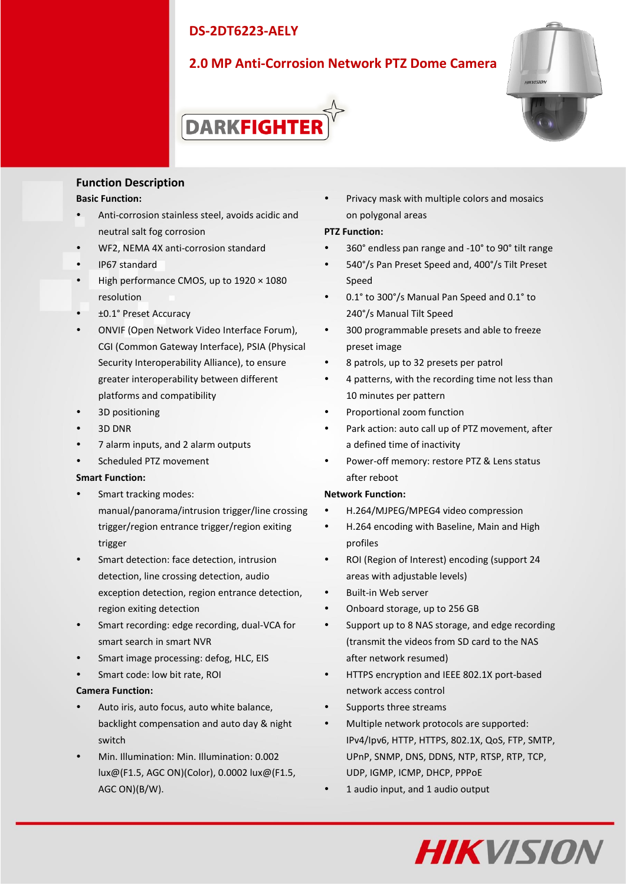# DS-2DT6223-AELY

## 2.0 MP Anti-Corrosion Network PTZ Dome Camera

DARKFIGHTER

## Function Description

**Basic Function:**

- Anti-corrosion stainless steel, avoids acidic and neutral salt fog corrosion
- WF2, NEMA 4X anti-corrosion standard
- IP67 standard
- High performance CMOS, up to 1920 × 1080 resolution
- ±0.1° Preset Accuracy
- ONVIF (Open Network Video Interface Forum), CGI (Common Gateway Interface), PSIA (Physical Security Interoperability Alliance), to ensure greater interoperability between different platforms and compatibility
- 3D positioning
- 3D DNR
- 7 alarm inputs, and 2 alarm outputs
- Scheduled PTZ movement

**Smart Function:**

- Smart tracking modes: manual/panorama/intrusion trigger/line crossing trigger/region entrance trigger/region exiting trigger
- Smart detection: face detection, intrusion detection, line crossing detection, audio exception detection, region entrance detection, region exiting detection
- Smart recording: edge recording, dual-VCA for smart search in smart NVR
- Smart image processing: defog, HLC, EIS
- Smart code: low bit rate, ROI

**Camera Function:**

- Auto iris, auto focus, auto white balance, backlight compensation and auto day & night switch
- Min. Illumination: Min. Illumination: 0.002 lux@(F1.5, AGC ON)(Color), 0.0002 lux@(F1.5, AGC ON)(B/W).
- Privacy mask with multiple colors and mosaics on polygonal areas

**PTZ Function:**

- 360° endless pan range and -10° to 90° tilt range
- 540°/s Pan Preset Speed and, 400°/s Tilt Preset Speed
- 0.1° to 300°/s Manual Pan Speed and 0.1° to 240°/s Manual Tilt Speed
- 300 programmable presets and able to freeze preset image
- 8 patrols, up to 32 presets per patrol
- 4 patterns, with the recording time not less than 10 minutes per pattern
- Proportional zoom function
- Park action: auto call up of PTZ movement, after a defined time of inactivity
- Power-off memory: restore PTZ & Lens status after reboot

**Network Function:**

- H.264/MJPEG/MPEG4 video compression
- H.264 encoding with Baseline, Main and High profiles
- ROI (Region of Interest) encoding (support 24 areas with adjustable levels)
- Built-in Web server
- Onboard storage, up to 256 GB
- Support up to 8 NAS storage, and edge recording (transmit the videos from SD card to the NAS after network resumed)
- HTTPS encryption and IEEE 802.1X port-based network access control
- Supports three streams
- Multiple network protocols are supported: IPv4/Ipv6, HTTP, HTTPS, 802.1X, QoS, FTP, SMTP, UPnP, SNMP, DNS, DDNS, NTP, RTSP, RTP, TCP, UDP, IGMP, ICMP, DHCP, PPPoE
- 1 audio input, and 1 audio output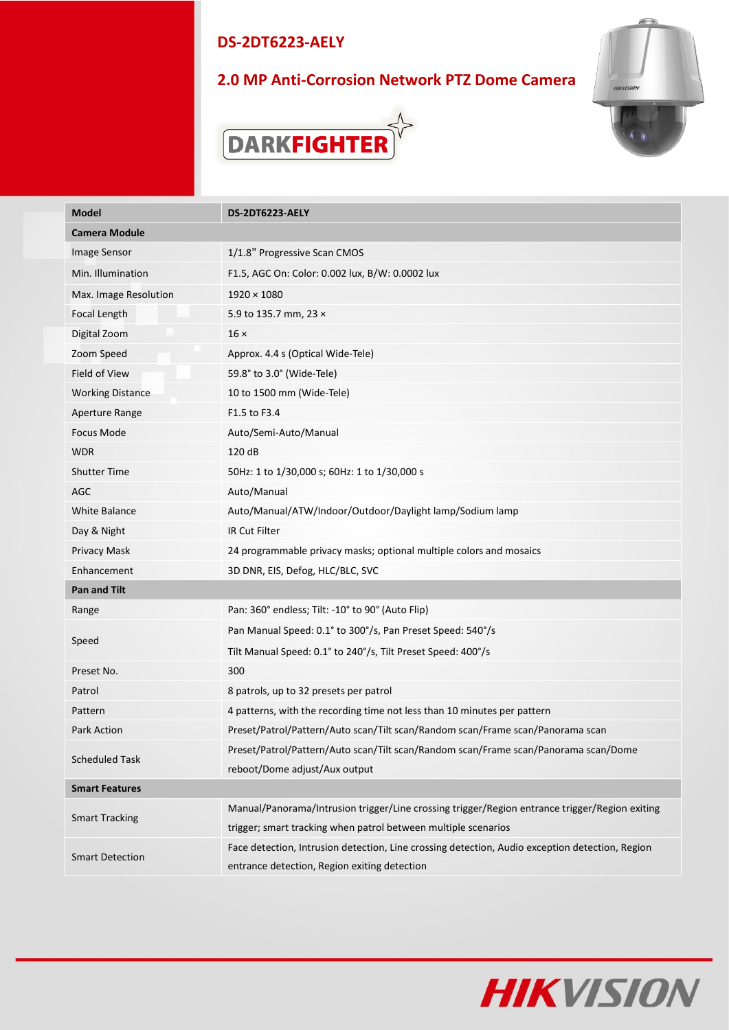## DS-2DT6223-AELY

## 2.0 MP Anti-Corrosion Network PTZ Dome Camera

DARKFIGHTER

| Model | DS-2DT6223-AELY |
|---|---|
| **Camera Module** | |
| Image Sensor | 1/1.8" Progressive Scan CMOS |
| Min. Illumination | F1.5, AGC On: Color: 0.002 lux, B/W: 0.0002 lux |
| Max. Image Resolution | 1920 × 1080 |
| Focal Length | 5.9 to 135.7 mm, 23 × |
| Digital Zoom | 16 × |
| Zoom Speed | Approx. 4.4 s (Optical Wide-Tele) |
| Field of View | 59.8° to 3.0° (Wide-Tele) |
| Working Distance | 10 to 1500 mm (Wide-Tele) |
| Aperture Range | F1.5 to F3.4 |
| Focus Mode | Auto/Semi-Auto/Manual |
| WDR | 120 dB |
| Shutter Time | 50Hz: 1 to 1/30,000 s; 60Hz: 1 to 1/30,000 s |
| AGC | Auto/Manual |
| White Balance | Auto/Manual/ATW/Indoor/Outdoor/Daylight lamp/Sodium lamp |
| Day & Night | IR Cut Filter |
| Privacy Mask | 24 programmable privacy masks; optional multiple colors and mosaics |
| Enhancement | 3D DNR, EIS, Defog, HLC/BLC, SVC |
| **Pan and Tilt** | |
| Range | Pan: 360° endless; Tilt: -10° to 90° (Auto Flip) |
| Speed | Pan Manual Speed: 0.1° to 300°/s, Pan Preset Speed: 540°/s<br>Tilt Manual Speed: 0.1° to 240°/s, Tilt Preset Speed: 400°/s |
| Preset No. | 300 |
| Patrol | 8 patrols, up to 32 presets per patrol |
| Pattern | 4 patterns, with the recording time not less than 10 minutes per pattern |
| Park Action | Preset/Patrol/Pattern/Auto scan/Tilt scan/Random scan/Frame scan/Panorama scan |
| Scheduled Task | Preset/Patrol/Pattern/Auto scan/Tilt scan/Random scan/Frame scan/Panorama scan/Dome reboot/Dome adjust/Aux output |
| **Smart Features** | |
| Smart Tracking | Manual/Panorama/Intrusion trigger/Line crossing trigger/Region entrance trigger/Region exiting trigger; smart tracking when patrol between multiple scenarios |
| Smart Detection | Face detection, Intrusion detection, Line crossing detection, Audio exception detection, Region entrance detection, Region exiting detection |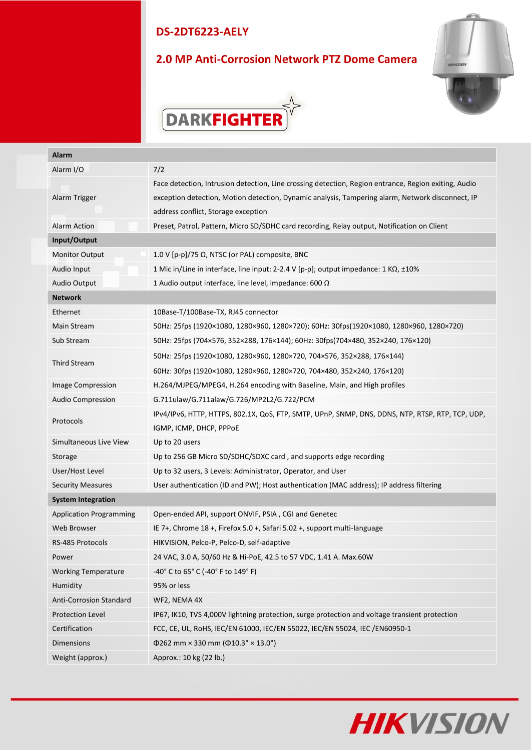# DS-2DT6223-AELY

## 2.0 MP Anti-Corrosion Network PTZ Dome Camera

DARKFIGHTER

| Alarm | |
|---|---|
| Alarm I/O | 7/2 |
| Alarm Trigger | Face detection, Intrusion detection, Line crossing detection, Region entrance, Region exiting, Audio exception detection, Motion detection, Dynamic analysis, Tampering alarm, Network disconnect, IP address conflict, Storage exception |
| Alarm Action | Preset, Patrol, Pattern, Micro SD/SDHC card recording, Relay output, Notification on Client |
| **Input/Output** | |
| Monitor Output | 1.0 V [p-p]/75 Ω, NTSC (or PAL) composite, BNC |
| Audio Input | 1 Mic in/Line in interface, line input: 2-2.4 V [p-p]; output impedance: 1 KΩ, ±10% |
| Audio Output | 1 Audio output interface, line level, impedance: 600 Ω |
| **Network** | |
| Ethernet | 10Base-T/100Base-TX, RJ45 connector |
| Main Stream | 50Hz: 25fps (1920×1080, 1280×960, 1280×720); 60Hz: 30fps(1920×1080, 1280×960, 1280×720) |
| Sub Stream | 50Hz: 25fps (704×576, 352×288, 176×144); 60Hz: 30fps(704×480, 352×240, 176×120) |
| Third Stream | 50Hz: 25fps (1920×1080, 1280×960, 1280×720, 704×576, 352×288, 176×144)<br>60Hz: 30fps (1920×1080, 1280×960, 1280×720, 704×480, 352×240, 176×120) |
| Image Compression | H.264/MJPEG/MPEG4, H.264 encoding with Baseline, Main, and High profiles |
| Audio Compression | G.711ulaw/G.711alaw/G.726/MP2L2/G.722/PCM |
| Protocols | IPv4/IPv6, HTTP, HTTPS, 802.1X, QoS, FTP, SMTP, UPnP, SNMP, DNS, DDNS, NTP, RTSP, RTP, TCP, UDP, IGMP, ICMP, DHCP, PPPoE |
| Simultaneous Live View | Up to 20 users |
| Storage | Up to 256 GB Micro SD/SDHC/SDXC card , and supports edge recording |
| User/Host Level | Up to 32 users, 3 Levels: Administrator, Operator, and User |
| Security Measures | User authentication (ID and PW); Host authentication (MAC address); IP address filtering |
| **System Integration** | |
| Application Programming | Open-ended API, support ONVIF, PSIA , CGI and Genetec |
| Web Browser | IE 7+, Chrome 18 +, Firefox 5.0 +, Safari 5.02 +, support multi-language |
| RS-485 Protocols | HIKVISION, Pelco-P, Pelco-D, self-adaptive |
| Power | 24 VAC, 3.0 A, 50/60 Hz & Hi-PoE, 42.5 to 57 VDC, 1.41 A. Max.60W |
| Working Temperature | -40° C to 65° C (-40° F to 149° F) |
| Humidity | 95% or less |
| Anti-Corrosion Standard | WF2, NEMA 4X |
| Protection Level | IP67, IK10, TVS 4,000V lightning protection, surge protection and voltage transient protection |
| Certification | FCC, CE, UL, RoHS, IEC/EN 61000, IEC/EN 55022, IEC/EN 55024, IEC /EN60950-1 |
| Dimensions | Φ262 mm × 330 mm (Φ10.3" × 13.0") |
| Weight (approx.) | Approx.: 10 kg (22 lb.) |

HIKVISION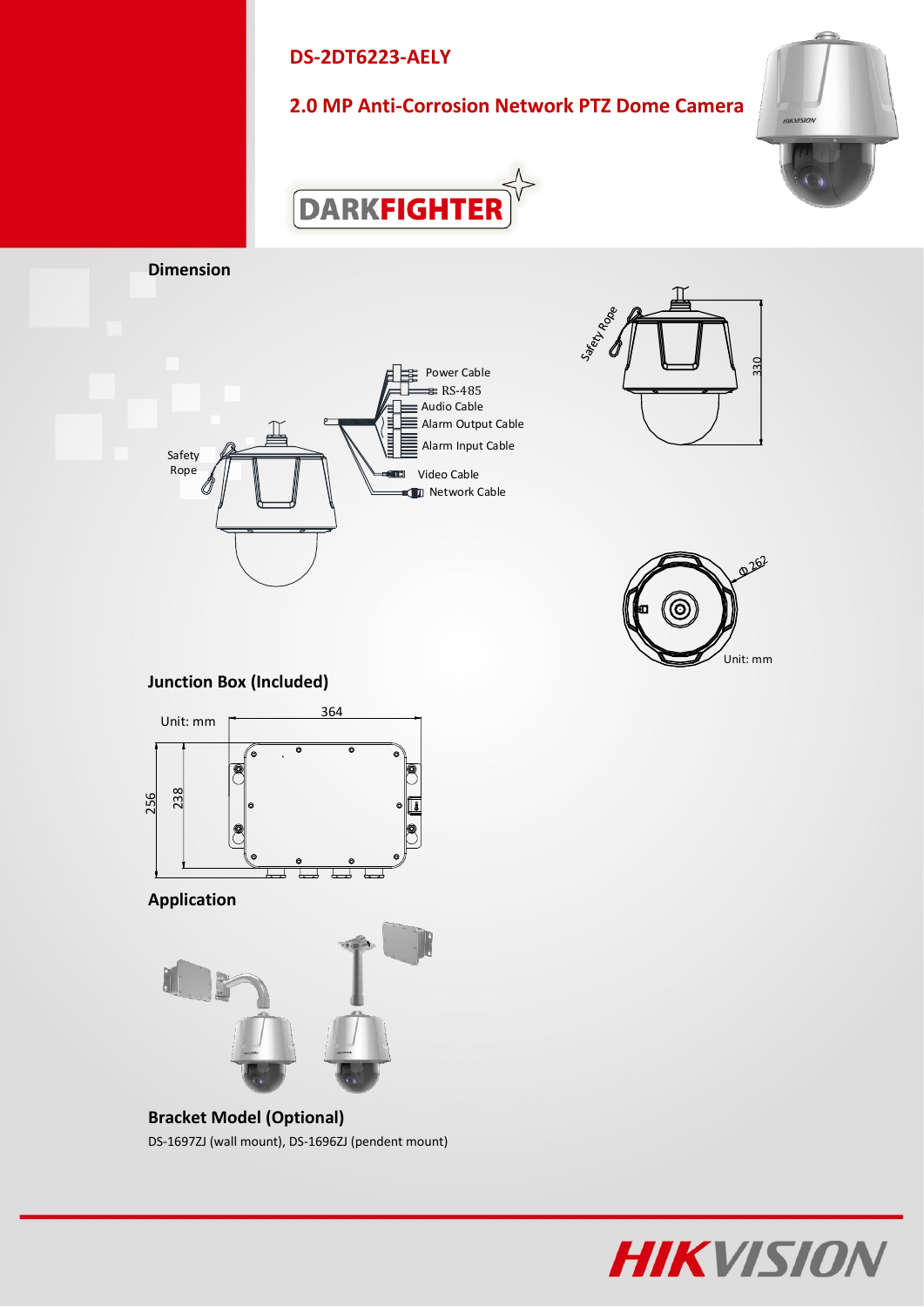# DS-2DT6223-AELY

## 2.0 MP Anti-Corrosion Network PTZ Dome Camera

DARKFIGHTER

## Dimension

Safety Rope

Power Cable

RS-485

Audio Cable

Alarm Output Cable

Alarm Input Cable

Video Cable

Network Cable

Safety Rope

330

Φ 262

Unit: mm

## Junction Box (Included)

Unit: mm

364

256

238

## Application

## Bracket Model (Optional)

DS-1697ZJ (wall mount), DS-1696ZJ (pendent mount)